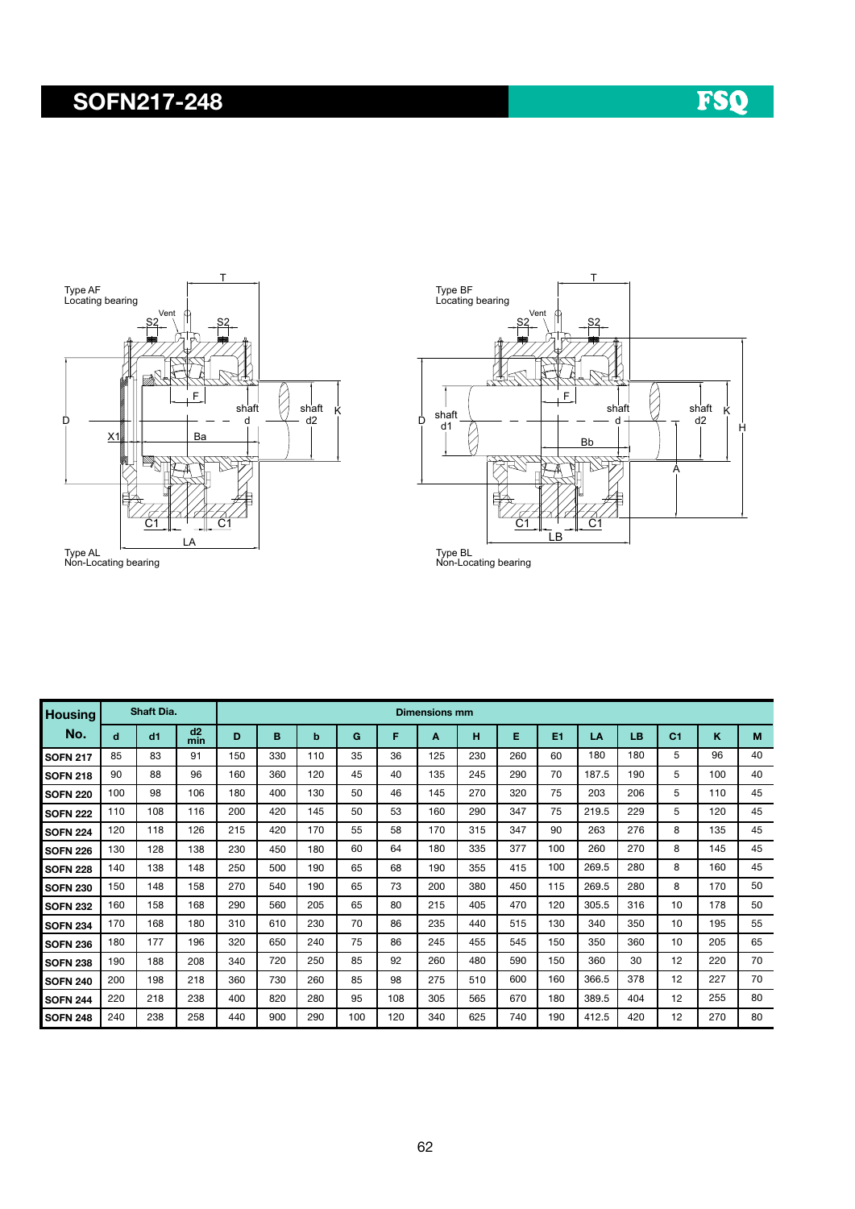# SOFN217-248

FSQ

Type AF
Locating bearing

Type AL
Non-Locating bearing

Type BF
Locating bearing

Type BL
Non-Locating bearing

| Housing No. | Shaft Dia. | | | Dimensions mm | | | | | | | | | | | | | | |
|---|---|---|---|---|---|---|---|---|---|---|---|---|---|---|---|---|---|---|
| | d | d1 | d2 min | D | B | b | G | F | A | H | E | E1 | LA | LB | C1 | K | M |
| SOFN 217 | 85 | 83 | 91 | 150 | 330 | 110 | 35 | 36 | 125 | 230 | 260 | 60 | 180 | 180 | 5 | 96 | 40 |
| SOFN 218 | 90 | 88 | 96 | 160 | 360 | 120 | 45 | 40 | 135 | 245 | 290 | 70 | 187.5 | 190 | 5 | 100 | 40 |
| SOFN 220 | 100 | 98 | 106 | 180 | 400 | 130 | 50 | 46 | 145 | 270 | 320 | 75 | 203 | 206 | 5 | 110 | 45 |
| SOFN 222 | 110 | 108 | 116 | 200 | 420 | 145 | 50 | 53 | 160 | 290 | 347 | 75 | 219.5 | 229 | 5 | 120 | 45 |
| SOFN 224 | 120 | 118 | 126 | 215 | 420 | 170 | 55 | 58 | 170 | 315 | 347 | 90 | 263 | 276 | 8 | 135 | 45 |
| SOFN 226 | 130 | 128 | 138 | 230 | 450 | 180 | 60 | 64 | 180 | 335 | 377 | 100 | 260 | 270 | 8 | 145 | 45 |
| SOFN 228 | 140 | 138 | 148 | 250 | 500 | 190 | 65 | 68 | 190 | 355 | 415 | 100 | 269.5 | 280 | 8 | 160 | 45 |
| SOFN 230 | 150 | 148 | 158 | 270 | 540 | 190 | 65 | 73 | 200 | 380 | 450 | 115 | 269.5 | 280 | 8 | 170 | 50 |
| SOFN 232 | 160 | 158 | 168 | 290 | 560 | 205 | 65 | 80 | 215 | 405 | 470 | 120 | 305.5 | 316 | 10 | 178 | 50 |
| SOFN 234 | 170 | 168 | 180 | 310 | 610 | 230 | 70 | 86 | 235 | 440 | 515 | 130 | 340 | 350 | 10 | 195 | 55 |
| SOFN 236 | 180 | 177 | 196 | 320 | 650 | 240 | 75 | 86 | 245 | 455 | 545 | 150 | 350 | 360 | 10 | 205 | 65 |
| SOFN 238 | 190 | 188 | 208 | 340 | 720 | 250 | 85 | 92 | 260 | 480 | 590 | 150 | 360 | 30 | 12 | 220 | 70 |
| SOFN 240 | 200 | 198 | 218 | 360 | 730 | 260 | 85 | 98 | 275 | 510 | 600 | 160 | 366.5 | 378 | 12 | 227 | 70 |
| SOFN 244 | 220 | 218 | 238 | 400 | 820 | 280 | 95 | 108 | 305 | 565 | 670 | 180 | 389.5 | 404 | 12 | 255 | 80 |
| SOFN 248 | 240 | 238 | 258 | 440 | 900 | 290 | 100 | 120 | 340 | 625 | 740 | 190 | 412.5 | 420 | 12 | 270 | 80 |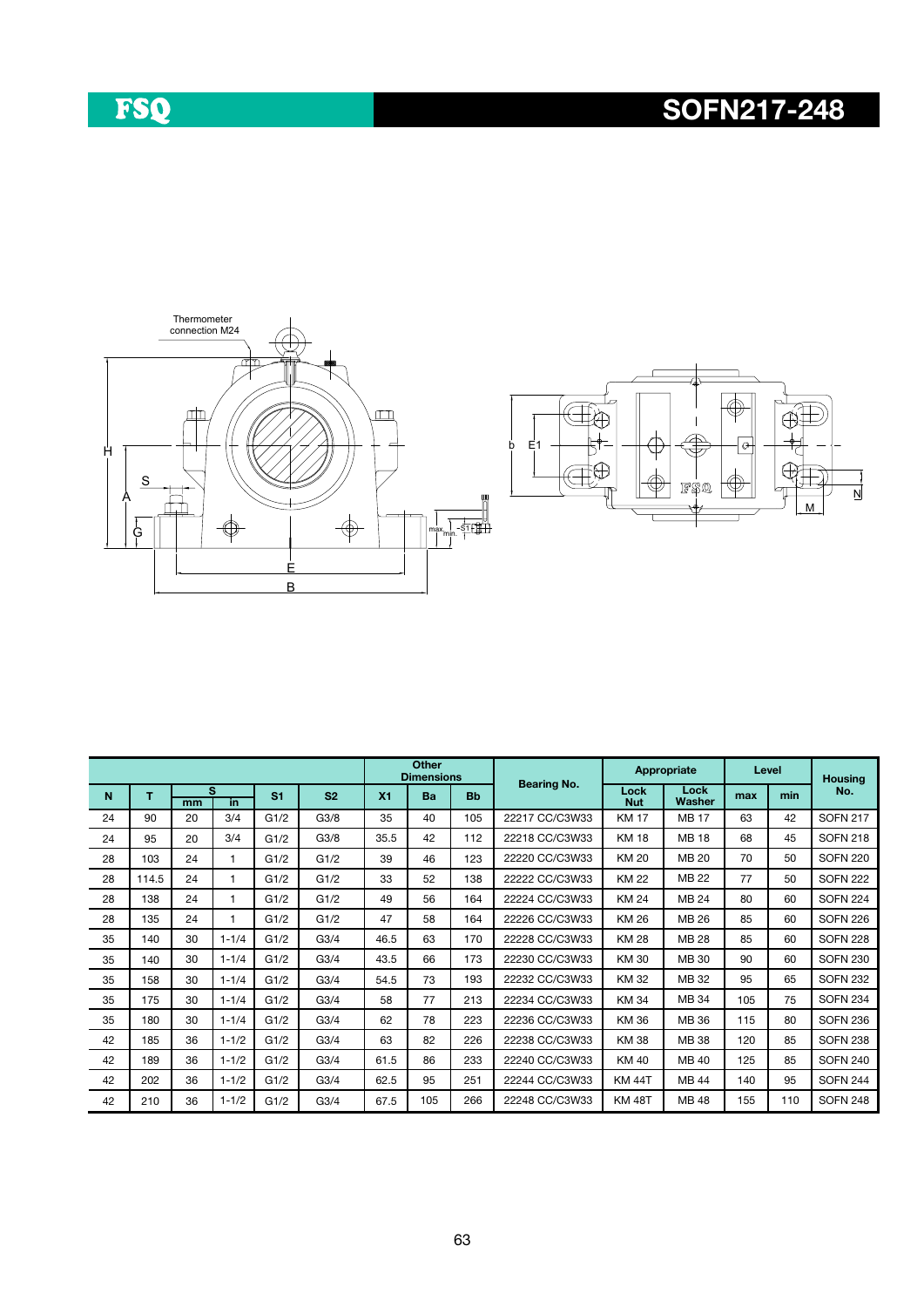# SOFN217-248

Thermometer connection M24

H
S
A
G
E
B
max. min.
S1
b
E1
M
N

| N | T | S | | S1 | S2 | Other Dimensions | | | Bearing No. | Appropriate | | Level | | Housing No. |
|---|---|---|---|---|---|---|---|---|---|---|---|---|---|---|
| | | mm | in | | | X1 | Ba | Bb | | Lock Nut | Lock Washer | max | min | |
| 24 | 90 | 20 | 3/4 | G1/2 | G3/8 | 35 | 40 | 105 | 22217 CC/C3W33 | KM 17 | MB 17 | 63 | 42 | SOFN 217 |
| 24 | 95 | 20 | 3/4 | G1/2 | G3/8 | 35.5 | 42 | 112 | 22218 CC/C3W33 | KM 18 | MB 18 | 68 | 45 | SOFN 218 |
| 28 | 103 | 24 | 1 | G1/2 | G1/2 | 39 | 46 | 123 | 22220 CC/C3W33 | KM 20 | MB 20 | 70 | 50 | SOFN 220 |
| 28 | 114.5 | 24 | 1 | G1/2 | G1/2 | 33 | 52 | 138 | 22222 CC/C3W33 | KM 22 | MB 22 | 77 | 50 | SOFN 222 |
| 28 | 138 | 24 | 1 | G1/2 | G1/2 | 49 | 56 | 164 | 22224 CC/C3W33 | KM 24 | MB 24 | 80 | 60 | SOFN 224 |
| 28 | 135 | 24 | 1 | G1/2 | G1/2 | 47 | 58 | 164 | 22226 CC/C3W33 | KM 26 | MB 26 | 85 | 60 | SOFN 226 |
| 35 | 140 | 30 | 1-1/4 | G1/2 | G3/4 | 46.5 | 63 | 170 | 22228 CC/C3W33 | KM 28 | MB 28 | 85 | 60 | SOFN 228 |
| 35 | 140 | 30 | 1-1/4 | G1/2 | G3/4 | 43.5 | 66 | 173 | 22230 CC/C3W33 | KM 30 | MB 30 | 90 | 60 | SOFN 230 |
| 35 | 158 | 30 | 1-1/4 | G1/2 | G3/4 | 54.5 | 73 | 193 | 22232 CC/C3W33 | KM 32 | MB 32 | 95 | 65 | SOFN 232 |
| 35 | 175 | 30 | 1-1/4 | G1/2 | G3/4 | 58 | 77 | 213 | 22234 CC/C3W33 | KM 34 | MB 34 | 105 | 75 | SOFN 234 |
| 35 | 180 | 30 | 1-1/4 | G1/2 | G3/4 | 62 | 78 | 223 | 22236 CC/C3W33 | KM 36 | MB 36 | 115 | 80 | SOFN 236 |
| 42 | 185 | 36 | 1-1/2 | G1/2 | G3/4 | 63 | 82 | 226 | 22238 CC/C3W33 | KM 38 | MB 38 | 120 | 85 | SOFN 238 |
| 42 | 189 | 36 | 1-1/2 | G1/2 | G3/4 | 61.5 | 86 | 233 | 22240 CC/C3W33 | KM 40 | MB 40 | 125 | 85 | SOFN 240 |
| 42 | 202 | 36 | 1-1/2 | G1/2 | G3/4 | 62.5 | 95 | 251 | 22244 CC/C3W33 | KM 44T | MB 44 | 140 | 95 | SOFN 244 |
| 42 | 210 | 36 | 1-1/2 | G1/2 | G3/4 | 67.5 | 105 | 266 | 22248 CC/C3W33 | KM 48T | MB 48 | 155 | 110 | SOFN 248 |